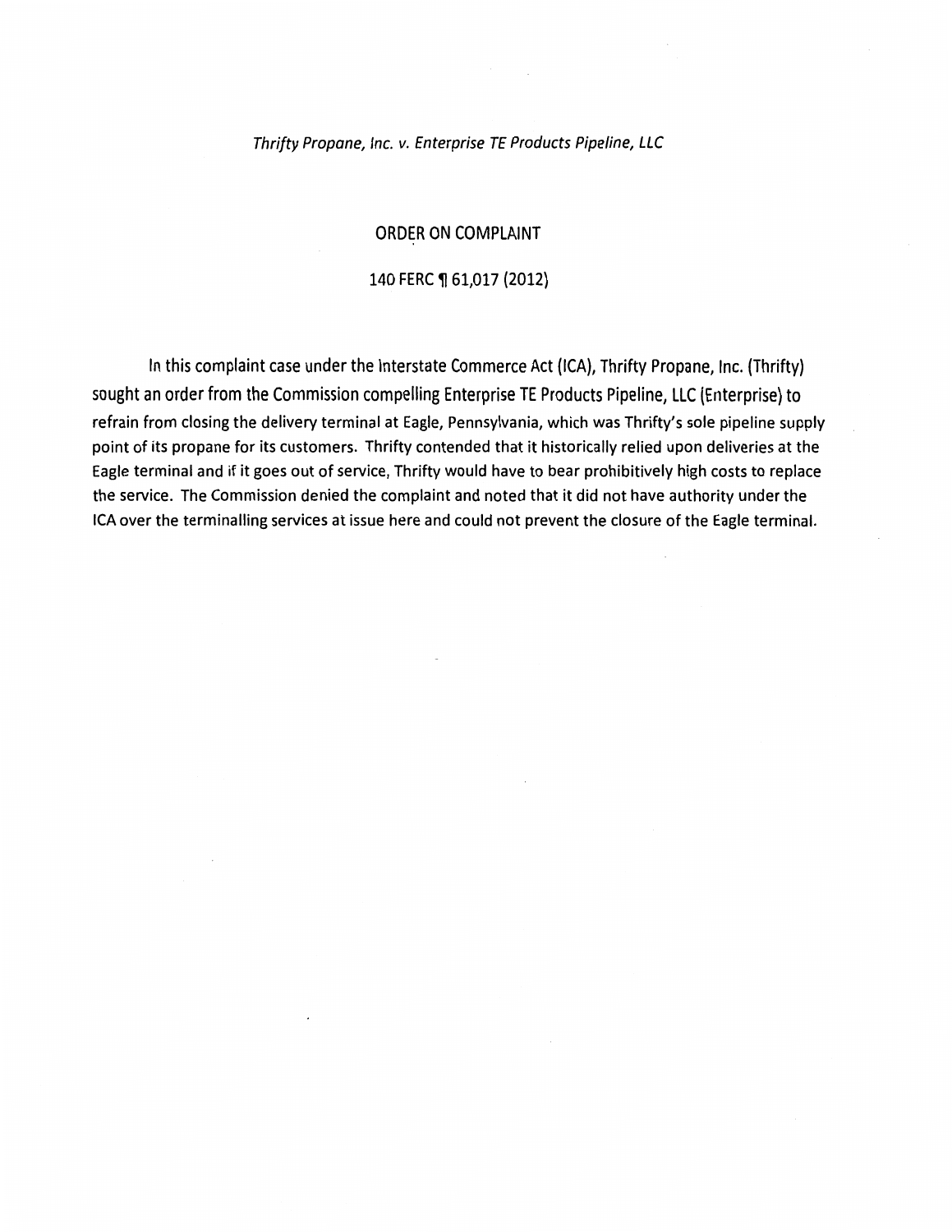*Thrifty Propane, Inc. v. Enterprise TE Products Pipeline, LLC*

## ORDER ON COMPLAINT

140 FERC ¶ 61,017 (2012)

In this complaint case under the Interstate Commerce Act (ICA), Thrifty Propane, Inc. (Thrifty) sought an order from the Commission compelling Enterprise TE Products Pipeline, LLC (Enterprise) to refrain from closing the delivery terminal at Eagle, Pennsylvania, which was Thrifty's sole pipeline supply point of its propane for its customers. Thrifty contended that it historically relied upon deliveries at the Eagle terminal and if it goes out of service, Thrifty would have to bear prohibitively high costs to replace the service. The Commission denied the complaint and noted that it did not have authority under the ICA over the terminalling services at issue here and could not prevent the closure of the Eagle terminal.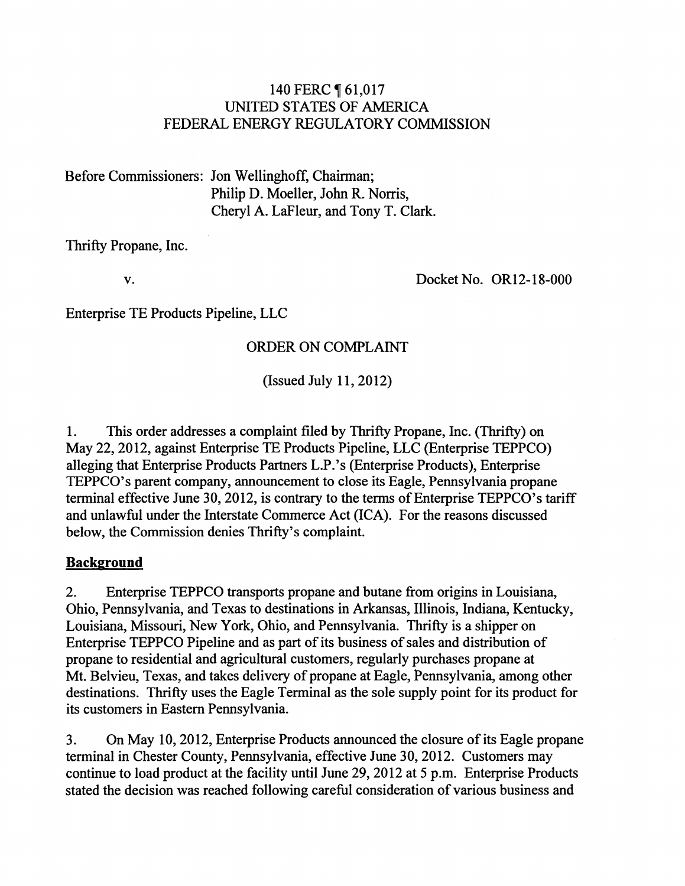140 FERC ¶ 61,017
UNITED STATES OF AMERICA
FEDERAL ENERGY REGULATORY COMMISSION

Before Commissioners: Jon Wellinghoff, Chairman;
Philip D. Moeller, John R. Norris,
Cheryl A. LaFleur, and Tony T. Clark.

Thrifty Propane, Inc.

v. Docket No. OR12-18-000

Enterprise TE Products Pipeline, LLC

ORDER ON COMPLAINT

(Issued July 11, 2012)

1. This order addresses a complaint filed by Thrifty Propane, Inc. (Thrifty) on May 22, 2012, against Enterprise TE Products Pipeline, LLC (Enterprise TEPPCO) alleging that Enterprise Products Partners L.P.'s (Enterprise Products), Enterprise TEPPCO's parent company, announcement to close its Eagle, Pennsylvania propane terminal effective June 30, 2012, is contrary to the terms of Enterprise TEPPCO's tariff and unlawful under the Interstate Commerce Act (ICA). For the reasons discussed below, the Commission denies Thrifty's complaint.

## Background

2. Enterprise TEPPCO transports propane and butane from origins in Louisiana, Ohio, Pennsylvania, and Texas to destinations in Arkansas, Illinois, Indiana, Kentucky, Louisiana, Missouri, New York, Ohio, and Pennsylvania. Thrifty is a shipper on Enterprise TEPPCO Pipeline and as part of its business of sales and distribution of propane to residential and agricultural customers, regularly purchases propane at Mt. Belvieu, Texas, and takes delivery of propane at Eagle, Pennsylvania, among other destinations. Thrifty uses the Eagle Terminal as the sole supply point for its product for its customers in Eastern Pennsylvania.

3. On May 10, 2012, Enterprise Products announced the closure of its Eagle propane terminal in Chester County, Pennsylvania, effective June 30, 2012. Customers may continue to load product at the facility until June 29, 2012 at 5 p.m. Enterprise Products stated the decision was reached following careful consideration of various business and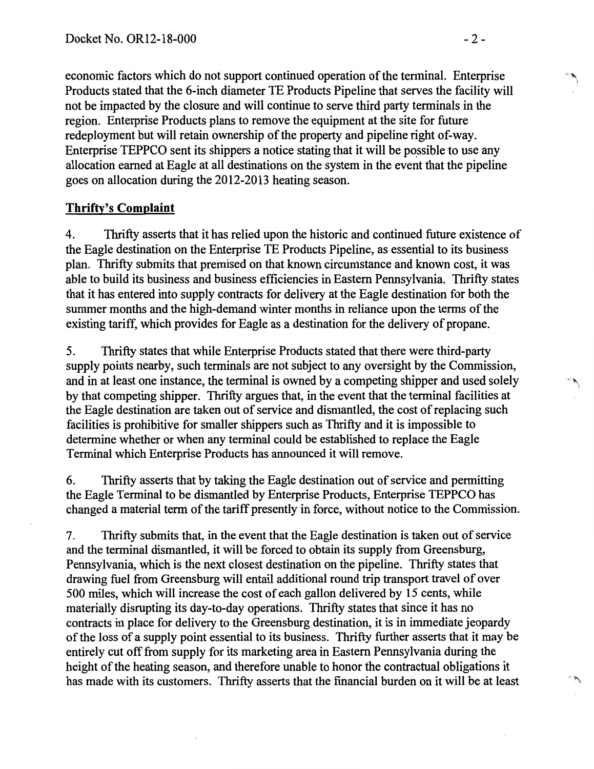economic factors which do not support continued operation of the terminal. Enterprise Products stated that the 6-inch diameter TE Products Pipeline that serves the facility will not be impacted by the closure and will continue to serve third party terminals in the region. Enterprise Products plans to remove the equipment at the site for future redeployment but will retain ownership of the property and pipeline right of-way. Enterprise TEPPCO sent its shippers a notice stating that it will be possible to use any allocation earned at Eagle at all destinations on the system in the event that the pipeline goes on allocation during the 2012-2013 heating season.

## Thrifty's Complaint

4. Thrifty asserts that it has relied upon the historic and continued future existence of the Eagle destination on the Enterprise TE Products Pipeline, as essential to its business plan. Thrifty submits that premised on that known circumstance and known cost, it was able to build its business and business efficiencies in Eastern Pennsylvania. Thrifty states that it has entered into supply contracts for delivery at the Eagle destination for both the summer months and the high-demand winter months in reliance upon the terms of the existing tariff, which provides for Eagle as a destination for the delivery of propane.

5. Thrifty states that while Enterprise Products stated that there were third-party supply points nearby, such terminals are not subject to any oversight by the Commission, and in at least one instance, the terminal is owned by a competing shipper and used solely by that competing shipper. Thrifty argues that, in the event that the terminal facilities at the Eagle destination are taken out of service and dismantled, the cost of replacing such facilities is prohibitive for smaller shippers such as Thrifty and it is impossible to determine whether or when any terminal could be established to replace the Eagle Terminal which Enterprise Products has announced it will remove.

6. Thrifty asserts that by taking the Eagle destination out of service and permitting the Eagle Terminal to be dismantled by Enterprise Products, Enterprise TEPPCO has changed a material term of the tariff presently in force, without notice to the Commission.

7. Thrifty submits that, in the event that the Eagle destination is taken out of service and the terminal dismantled, it will be forced to obtain its supply from Greensburg, Pennsylvania, which is the next closest destination on the pipeline. Thrifty states that drawing fuel from Greensburg will entail additional round trip transport travel of over 500 miles, which will increase the cost of each gallon delivered by 15 cents, while materially disrupting its day-to-day operations. Thrifty states that since it has no contracts in place for delivery to the Greensburg destination, it is in immediate jeopardy of the loss of a supply point essential to its business. Thrifty further asserts that it may be entirely cut off from supply for its marketing area in Eastern Pennsylvania during the height of the heating season, and therefore unable to honor the contractual obligations it has made with its customers. Thrifty asserts that the financial burden on it will be at least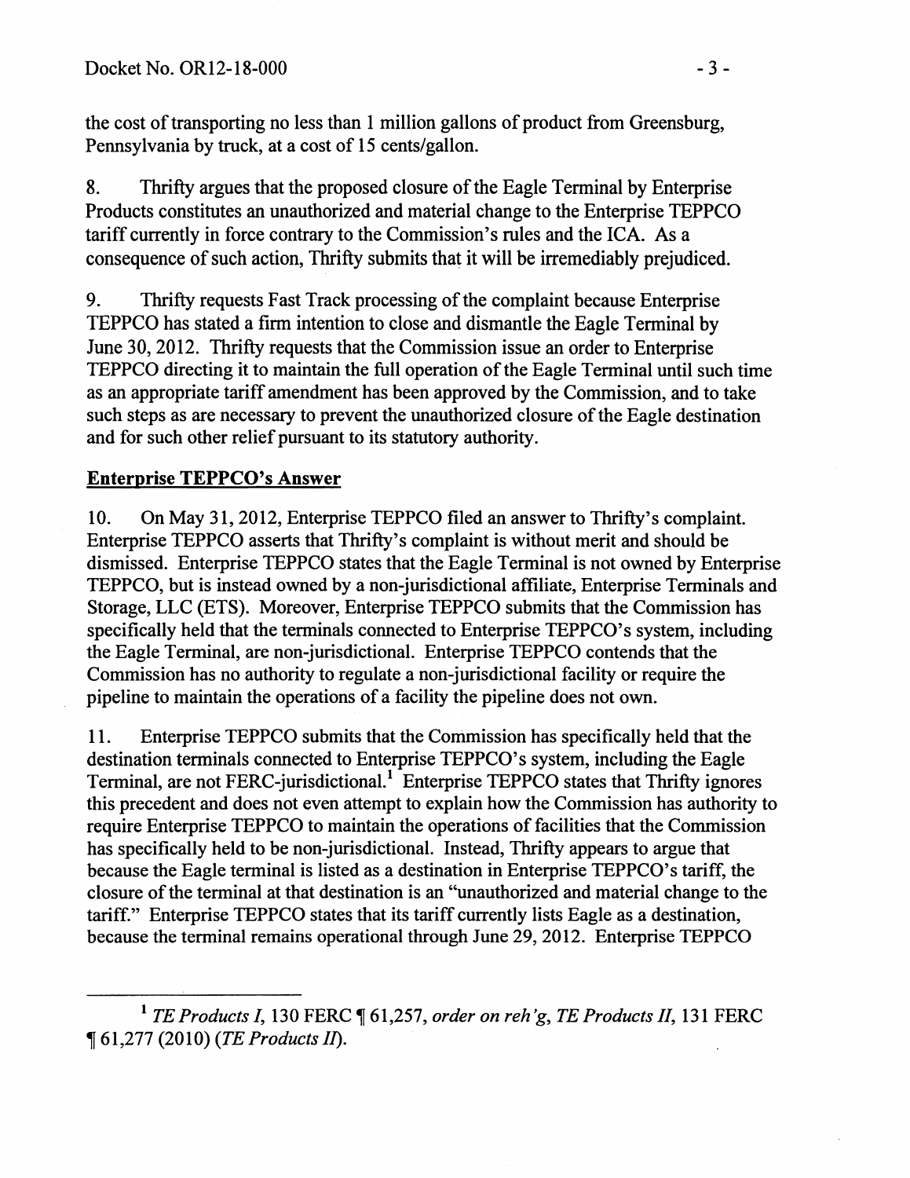the cost of transporting no less than 1 million gallons of product from Greensburg, Pennsylvania by truck, at a cost of 15 cents/gallon.

8. Thrifty argues that the proposed closure of the Eagle Terminal by Enterprise Products constitutes an unauthorized and material change to the Enterprise TEPPCO tariff currently in force contrary to the Commission's rules and the ICA. As a consequence of such action, Thrifty submits that it will be irremediably prejudiced.

9. Thrifty requests Fast Track processing of the complaint because Enterprise TEPPCO has stated a firm intention to close and dismantle the Eagle Terminal by June 30, 2012. Thrifty requests that the Commission issue an order to Enterprise TEPPCO directing it to maintain the full operation of the Eagle Terminal until such time as an appropriate tariff amendment has been approved by the Commission, and to take such steps as are necessary to prevent the unauthorized closure of the Eagle destination and for such other relief pursuant to its statutory authority.

## Enterprise TEPPCO's Answer

10. On May 31, 2012, Enterprise TEPPCO filed an answer to Thrifty's complaint. Enterprise TEPPCO asserts that Thrifty's complaint is without merit and should be dismissed. Enterprise TEPPCO states that the Eagle Terminal is not owned by Enterprise TEPPCO, but is instead owned by a non-jurisdictional affiliate, Enterprise Terminals and Storage, LLC (ETS). Moreover, Enterprise TEPPCO submits that the Commission has specifically held that the terminals connected to Enterprise TEPPCO's system, including the Eagle Terminal, are non-jurisdictional. Enterprise TEPPCO contends that the Commission has no authority to regulate a non-jurisdictional facility or require the pipeline to maintain the operations of a facility the pipeline does not own.

11. Enterprise TEPPCO submits that the Commission has specifically held that the destination terminals connected to Enterprise TEPPCO's system, including the Eagle Terminal, are not FERC-jurisdictional.[1] Enterprise TEPPCO states that Thrifty ignores this precedent and does not even attempt to explain how the Commission has authority to require Enterprise TEPPCO to maintain the operations of facilities that the Commission has specifically held to be non-jurisdictional. Instead, Thrifty appears to argue that because the Eagle terminal is listed as a destination in Enterprise TEPPCO's tariff, the closure of the terminal at that destination is an "unauthorized and material change to the tariff." Enterprise TEPPCO states that its tariff currently lists Eagle as a destination, because the terminal remains operational through June 29, 2012. Enterprise TEPPCO

[1] *TE Products I*, 130 FERC ¶ 61,257, *order on reh'g*, *TE Products II*, 131 FERC ¶ 61,277 (2010) (*TE Products II*).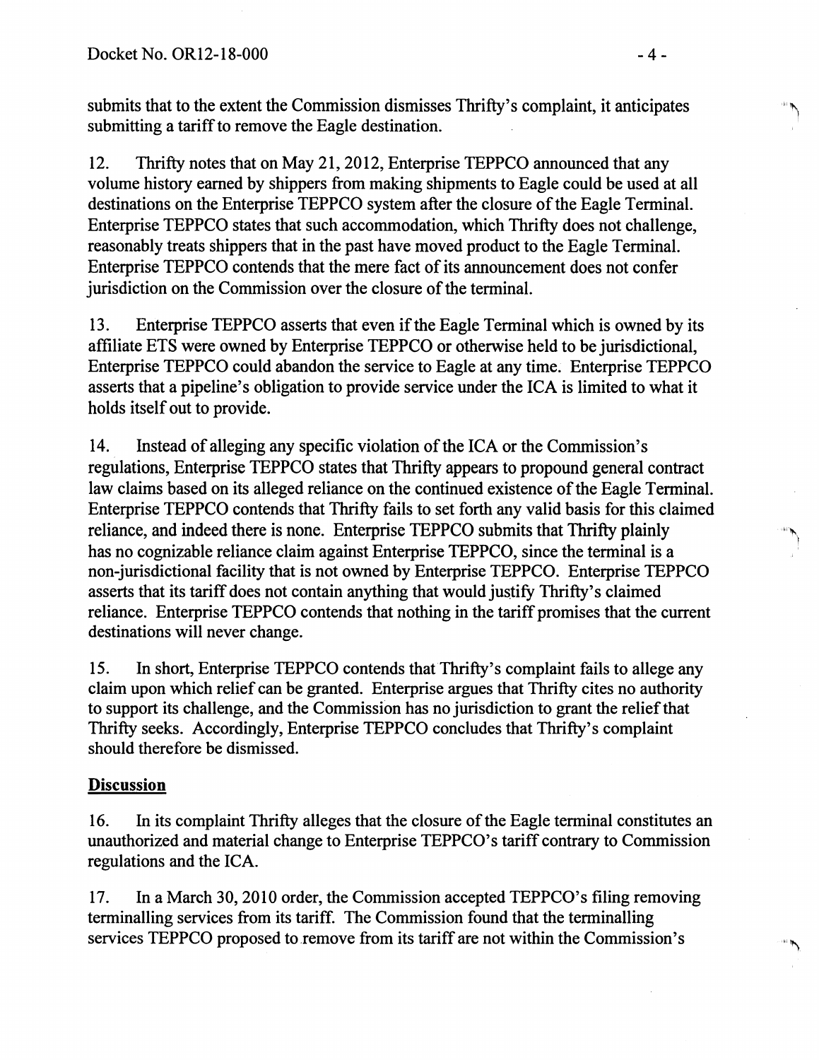submits that to the extent the Commission dismisses Thrifty's complaint, it anticipates submitting a tariff to remove the Eagle destination.

12. Thrifty notes that on May 21, 2012, Enterprise TEPPCO announced that any volume history earned by shippers from making shipments to Eagle could be used at all destinations on the Enterprise TEPPCO system after the closure of the Eagle Terminal. Enterprise TEPPCO states that such accommodation, which Thrifty does not challenge, reasonably treats shippers that in the past have moved product to the Eagle Terminal. Enterprise TEPPCO contends that the mere fact of its announcement does not confer jurisdiction on the Commission over the closure of the terminal.

13. Enterprise TEPPCO asserts that even if the Eagle Terminal which is owned by its affiliate ETS were owned by Enterprise TEPPCO or otherwise held to be jurisdictional, Enterprise TEPPCO could abandon the service to Eagle at any time. Enterprise TEPPCO asserts that a pipeline's obligation to provide service under the ICA is limited to what it holds itself out to provide.

14. Instead of alleging any specific violation of the ICA or the Commission's regulations, Enterprise TEPPCO states that Thrifty appears to propound general contract law claims based on its alleged reliance on the continued existence of the Eagle Terminal. Enterprise TEPPCO contends that Thrifty fails to set forth any valid basis for this claimed reliance, and indeed there is none. Enterprise TEPPCO submits that Thrifty plainly has no cognizable reliance claim against Enterprise TEPPCO, since the terminal is a non-jurisdictional facility that is not owned by Enterprise TEPPCO. Enterprise TEPPCO asserts that its tariff does not contain anything that would justify Thrifty's claimed reliance. Enterprise TEPPCO contends that nothing in the tariff promises that the current destinations will never change.

15. In short, Enterprise TEPPCO contends that Thrifty's complaint fails to allege any claim upon which relief can be granted. Enterprise argues that Thrifty cites no authority to support its challenge, and the Commission has no jurisdiction to grant the relief that Thrifty seeks. Accordingly, Enterprise TEPPCO concludes that Thrifty's complaint should therefore be dismissed.

## Discussion

16. In its complaint Thrifty alleges that the closure of the Eagle terminal constitutes an unauthorized and material change to Enterprise TEPPCO's tariff contrary to Commission regulations and the ICA.

17. In a March 30, 2010 order, the Commission accepted TEPPCO's filing removing terminalling services from its tariff. The Commission found that the terminalling services TEPPCO proposed to remove from its tariff are not within the Commission's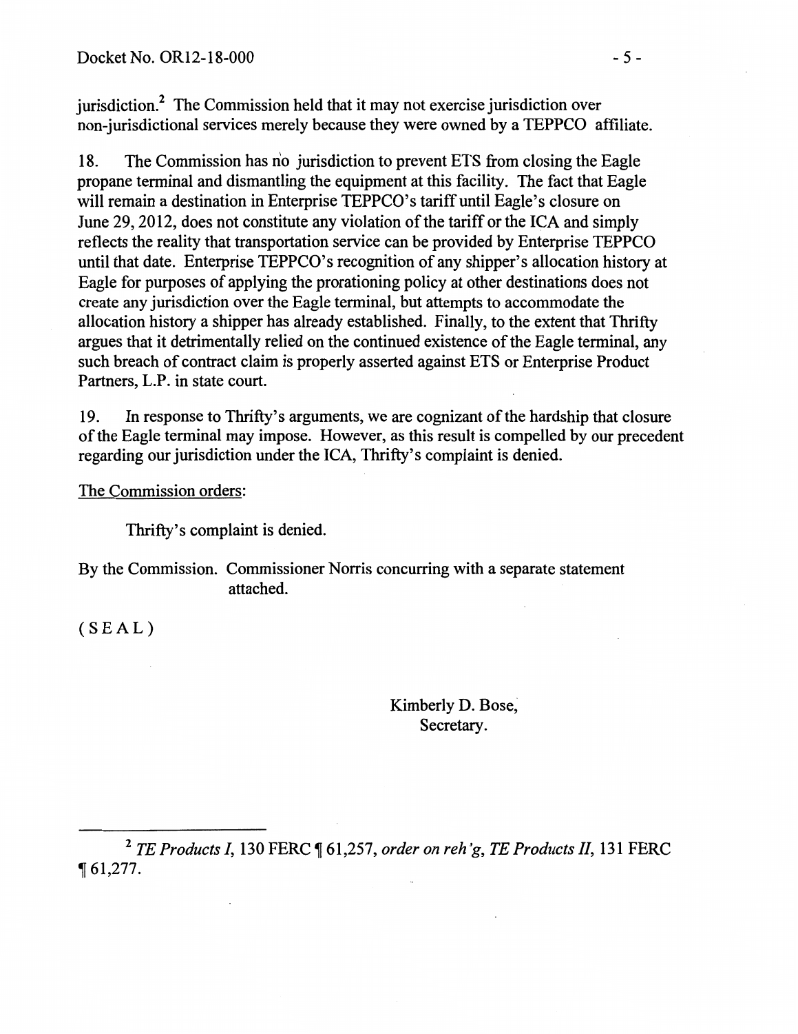jurisdiction.[2] The Commission held that it may not exercise jurisdiction over non-jurisdictional services merely because they were owned by a TEPPCO affiliate.

18. The Commission has no jurisdiction to prevent ETS from closing the Eagle propane terminal and dismantling the equipment at this facility. The fact that Eagle will remain a destination in Enterprise TEPPCO's tariff until Eagle's closure on June 29, 2012, does not constitute any violation of the tariff or the ICA and simply reflects the reality that transportation service can be provided by Enterprise TEPPCO until that date. Enterprise TEPPCO's recognition of any shipper's allocation history at Eagle for purposes of applying the prorationing policy at other destinations does not create any jurisdiction over the Eagle terminal, but attempts to accommodate the allocation history a shipper has already established. Finally, to the extent that Thrifty argues that it detrimentally relied on the continued existence of the Eagle terminal, any such breach of contract claim is properly asserted against ETS or Enterprise Product Partners, L.P. in state court.

19. In response to Thrifty's arguments, we are cognizant of the hardship that closure of the Eagle terminal may impose. However, as this result is compelled by our precedent regarding our jurisdiction under the ICA, Thrifty's complaint is denied.

<u>The Commission orders</u>:

Thrifty's complaint is denied.

By the Commission. Commissioner Norris concurring with a separate statement attached.

( S E A L )

Kimberly D. Bose,
Secretary.

---

[2] *TE Products I*, 130 FERC ¶ 61,257, *order on reh'g*, *TE Products II*, 131 FERC ¶ 61,277.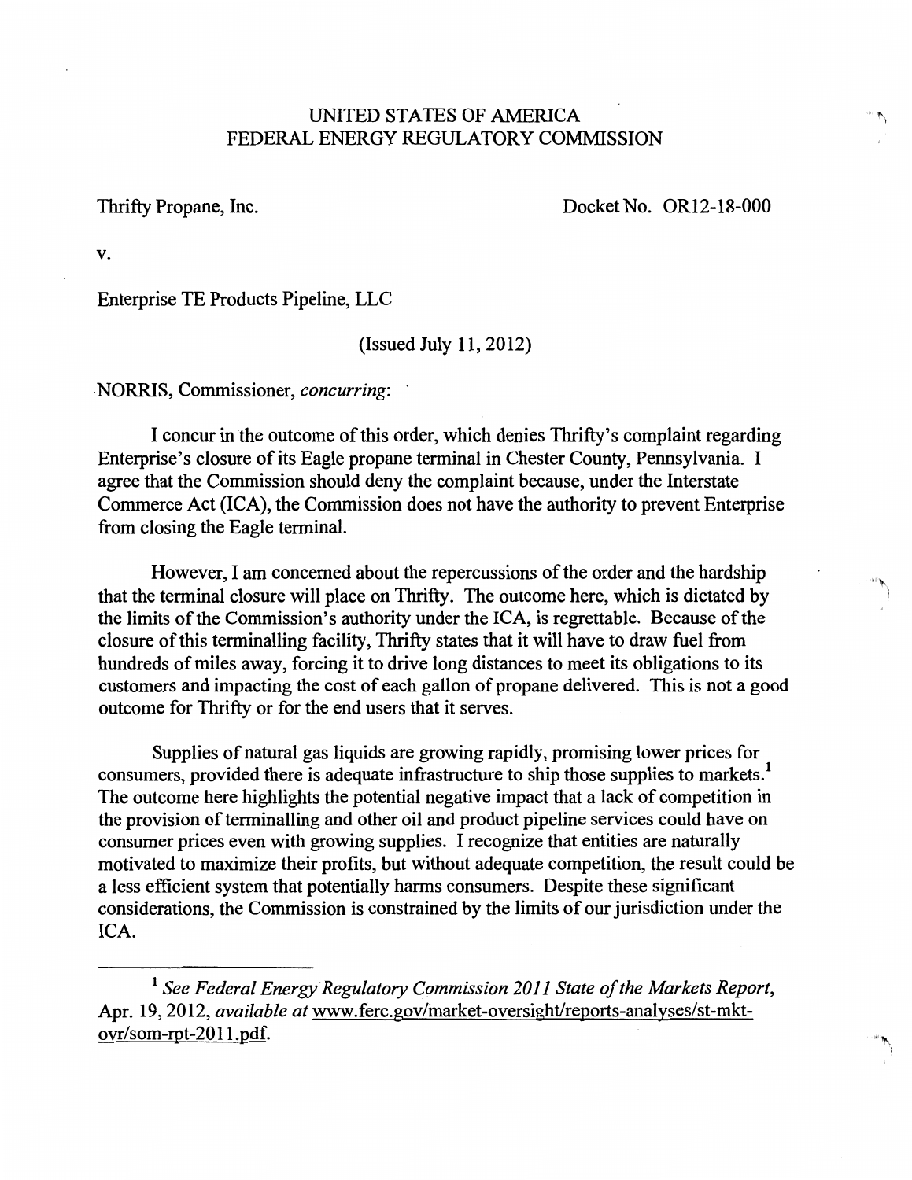UNITED STATES OF AMERICA
FEDERAL ENERGY REGULATORY COMMISSION

Thrifty Propane, Inc. Docket No. OR12-18-000

v.

Enterprise TE Products Pipeline, LLC

(Issued July 11, 2012)

NORRIS, Commissioner, *concurring*:

I concur in the outcome of this order, which denies Thrifty's complaint regarding Enterprise's closure of its Eagle propane terminal in Chester County, Pennsylvania. I agree that the Commission should deny the complaint because, under the Interstate Commerce Act (ICA), the Commission does not have the authority to prevent Enterprise from closing the Eagle terminal.

However, I am concerned about the repercussions of the order and the hardship that the terminal closure will place on Thrifty. The outcome here, which is dictated by the limits of the Commission's authority under the ICA, is regrettable. Because of the closure of this terminalling facility, Thrifty states that it will have to draw fuel from hundreds of miles away, forcing it to drive long distances to meet its obligations to its customers and impacting the cost of each gallon of propane delivered. This is not a good outcome for Thrifty or for the end users that it serves.

Supplies of natural gas liquids are growing rapidly, promising lower prices for consumers, provided there is adequate infrastructure to ship those supplies to markets.[1] The outcome here highlights the potential negative impact that a lack of competition in the provision of terminalling and other oil and product pipeline services could have on consumer prices even with growing supplies. I recognize that entities are naturally motivated to maximize their profits, but without adequate competition, the result could be a less efficient system that potentially harms consumers. Despite these significant considerations, the Commission is constrained by the limits of our jurisdiction under the ICA.

---

[1] *See Federal Energy Regulatory Commission 2011 State of the Markets Report*, Apr. 19, 2012, *available at* www.ferc.gov/market-oversight/reports-analyses/st-mkt-ovr/som-rpt-2011.pdf.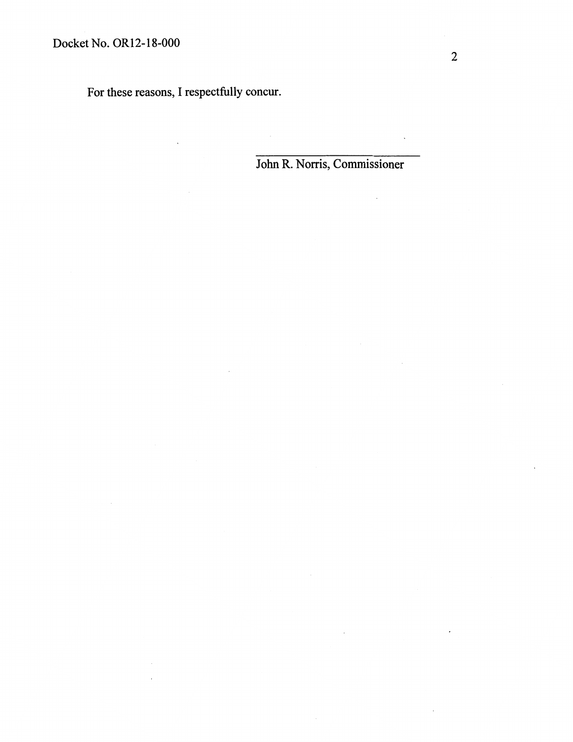For these reasons, I respectfully concur.

\_\_\_\_\_\_\_\_\_\_\_\_\_\_\_\_\_\_\_\_\_\_\_\_\_\_\_\_\_\_

John R. Norris, Commissioner